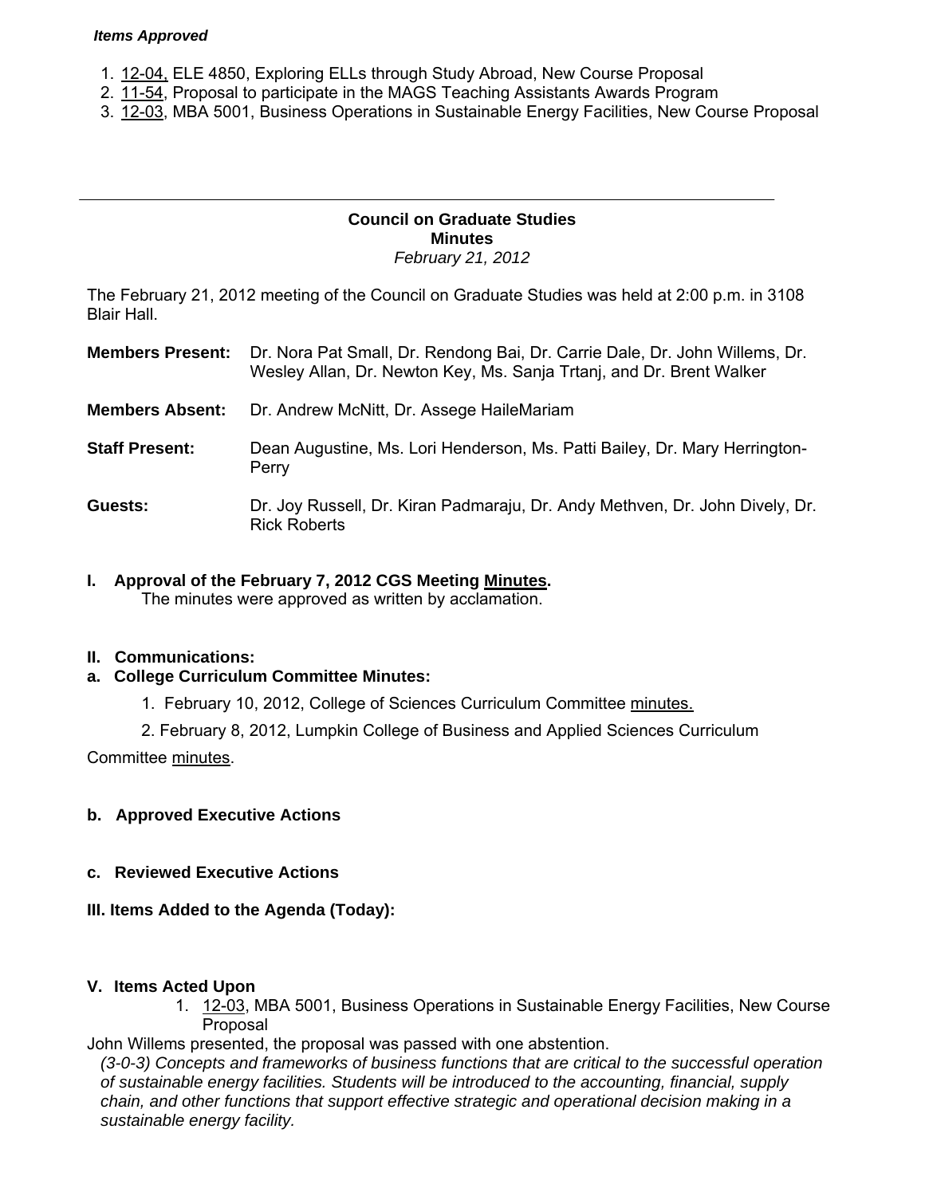***Items Approved***

1. 12-04, ELE 4850, Exploring ELLs through Study Abroad, New Course Proposal
2. 11-54, Proposal to participate in the MAGS Teaching Assistants Awards Program
3. 12-03, MBA 5001, Business Operations in Sustainable Energy Facilities, New Course Proposal

---

**Council on Graduate Studies**
**Minutes**
*February 21, 2012*

The February 21, 2012 meeting of the Council on Graduate Studies was held at 2:00 p.m. in 3108 Blair Hall.

**Members Present:** Dr. Nora Pat Small, Dr. Rendong Bai, Dr. Carrie Dale, Dr. John Willems, Dr. Wesley Allan, Dr. Newton Key, Ms. Sanja Trtanj, and Dr. Brent Walker

**Members Absent:** Dr. Andrew McNitt, Dr. Assege HaileMariam

**Staff Present:** Dean Augustine, Ms. Lori Henderson, Ms. Patti Bailey, Dr. Mary Herrington-Perry

**Guests:** Dr. Joy Russell, Dr. Kiran Padmaraju, Dr. Andy Methven, Dr. John Dively, Dr. Rick Roberts

**I. Approval of the February 7, 2012 CGS Meeting Minutes.**
The minutes were approved as written by acclamation.

**II. Communications:**

**a. College Curriculum Committee Minutes:**

1. February 10, 2012, College of Sciences Curriculum Committee minutes.
2. February 8, 2012, Lumpkin College of Business and Applied Sciences Curriculum Committee minutes.

**b. Approved Executive Actions**

**c. Reviewed Executive Actions**

**III. Items Added to the Agenda (Today):**

**V. Items Acted Upon**

1. 12-03, MBA 5001, Business Operations in Sustainable Energy Facilities, New Course Proposal

John Willems presented, the proposal was passed with one abstention.
*(3-0-3) Concepts and frameworks of business functions that are critical to the successful operation of sustainable energy facilities. Students will be introduced to the accounting, financial, supply chain, and other functions that support effective strategic and operational decision making in a sustainable energy facility.*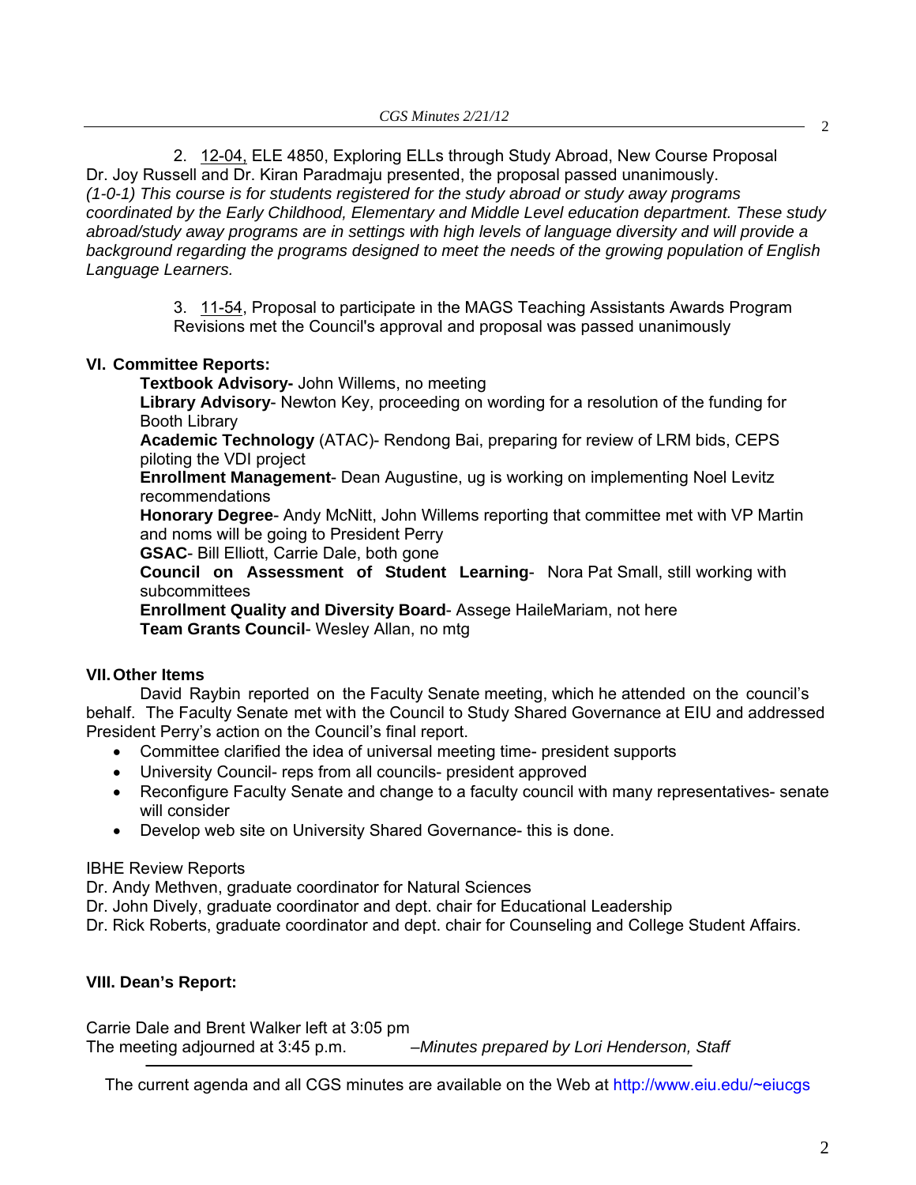2. 12-04, ELE 4850, Exploring ELLs through Study Abroad, New Course Proposal

Dr. Joy Russell and Dr. Kiran Paradmaju presented, the proposal passed unanimously. *(1-0-1) This course is for students registered for the study abroad or study away programs coordinated by the Early Childhood, Elementary and Middle Level education department. These study abroad/study away programs are in settings with high levels of language diversity and will provide a background regarding the programs designed to meet the needs of the growing population of English Language Learners.*

3. 11-54, Proposal to participate in the MAGS Teaching Assistants Awards Program

Revisions met the Council's approval and proposal was passed unanimously

## VI. Committee Reports:

**Textbook Advisory-** John Willems, no meeting

**Library Advisory**- Newton Key, proceeding on wording for a resolution of the funding for Booth Library

**Academic Technology** (ATAC)- Rendong Bai, preparing for review of LRM bids, CEPS piloting the VDI project

**Enrollment Management**- Dean Augustine, ug is working on implementing Noel Levitz recommendations

**Honorary Degree**- Andy McNitt, John Willems reporting that committee met with VP Martin and noms will be going to President Perry

**GSAC**- Bill Elliott, Carrie Dale, both gone

**Council on Assessment of Student Learning**- Nora Pat Small, still working with subcommittees

**Enrollment Quality and Diversity Board**- Assege HaileMariam, not here

**Team Grants Council**- Wesley Allan, no mtg

## VII. Other Items

David Raybin reported on the Faculty Senate meeting, which he attended on the council's behalf. The Faculty Senate met with the Council to Study Shared Governance at EIU and addressed President Perry's action on the Council's final report.

- Committee clarified the idea of universal meeting time- president supports
- University Council- reps from all councils- president approved
- Reconfigure Faculty Senate and change to a faculty council with many representatives- senate will consider
- Develop web site on University Shared Governance- this is done.

IBHE Review Reports

Dr. Andy Methven, graduate coordinator for Natural Sciences

Dr. John Dively, graduate coordinator and dept. chair for Educational Leadership

Dr. Rick Roberts, graduate coordinator and dept. chair for Counseling and College Student Affairs.

## VIII. Dean's Report:

Carrie Dale and Brent Walker left at 3:05 pm

The meeting adjourned at 3:45 p.m. *–Minutes prepared by Lori Henderson, Staff*

The current agenda and all CGS minutes are available on the Web at http://www.eiu.edu/~eiucgs